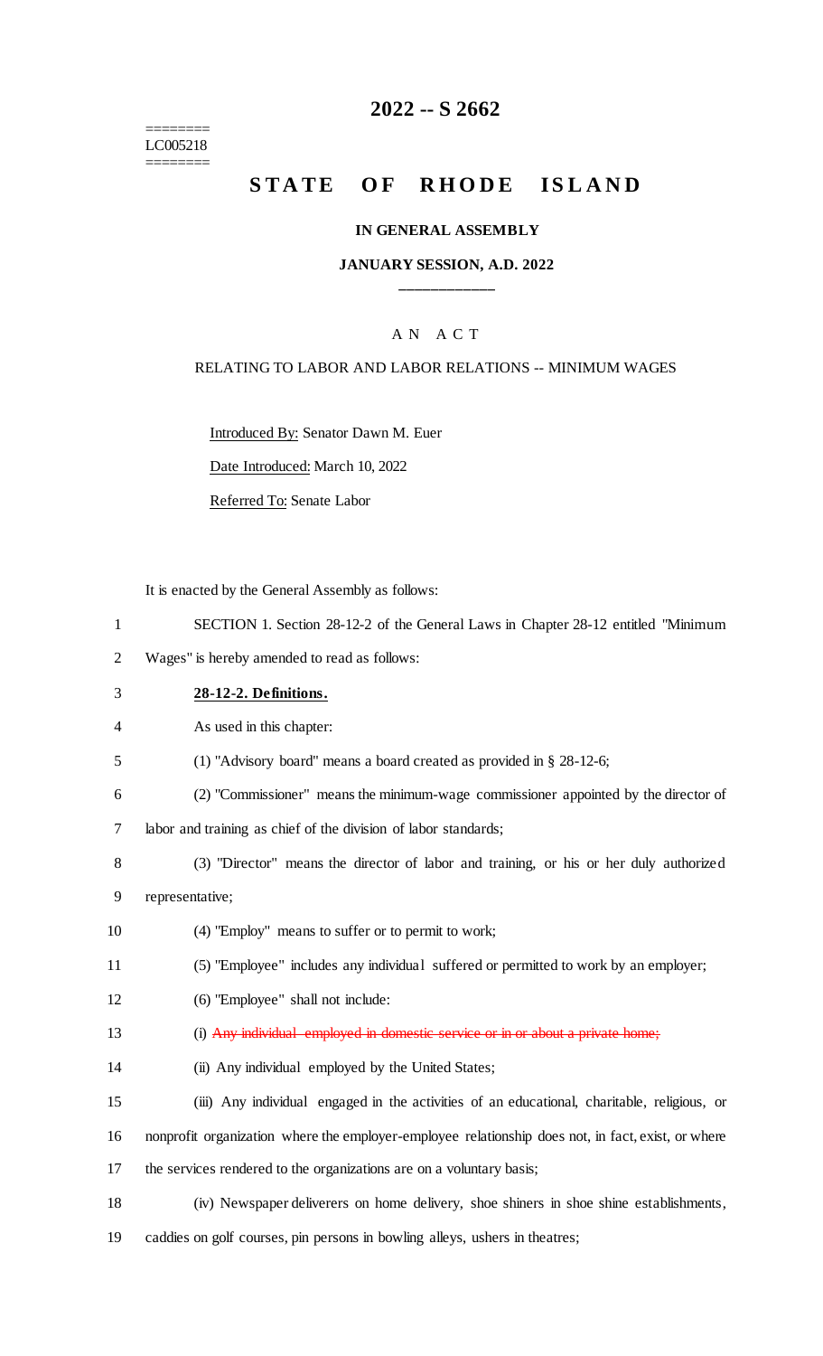========
LC005218
========

# 2022 -- S 2662

## STATE OF RHODE ISLAND

### IN GENERAL ASSEMBLY

### JANUARY SESSION, A.D. 2022

____________

A N A C T

RELATING TO LABOR AND LABOR RELATIONS -- MINIMUM WAGES

Introduced By: Senator Dawn M. Euer

Date Introduced: March 10, 2022

Referred To: Senate Labor

It is enacted by the General Assembly as follows:

1 SECTION 1. Section 28-12-2 of the General Laws in Chapter 28-12 entitled "Minimum
2 Wages" is hereby amended to read as follows:

3 **28-12-2. Definitions.**

4 As used in this chapter:

5 (1) "Advisory board" means a board created as provided in § 28-12-6;

6 (2) "Commissioner" means the minimum-wage commissioner appointed by the director of
7 labor and training as chief of the division of labor standards;

8 (3) "Director" means the director of labor and training, or his or her duly authorized
9 representative;

10 (4) "Employ" means to suffer or to permit to work;

11 (5) "Employee" includes any individual suffered or permitted to work by an employer;

12 (6) "Employee" shall not include:

13 (i) ~~Any individual employed in domestic service or in or about a private home;~~

14 (ii) Any individual employed by the United States;

15 (iii) Any individual engaged in the activities of an educational, charitable, religious, or
16 nonprofit organization where the employer-employee relationship does not, in fact, exist, or where
17 the services rendered to the organizations are on a voluntary basis;

18 (iv) Newspaper deliverers on home delivery, shoe shiners in shoe shine establishments,
19 caddies on golf courses, pin persons in bowling alleys, ushers in theatres;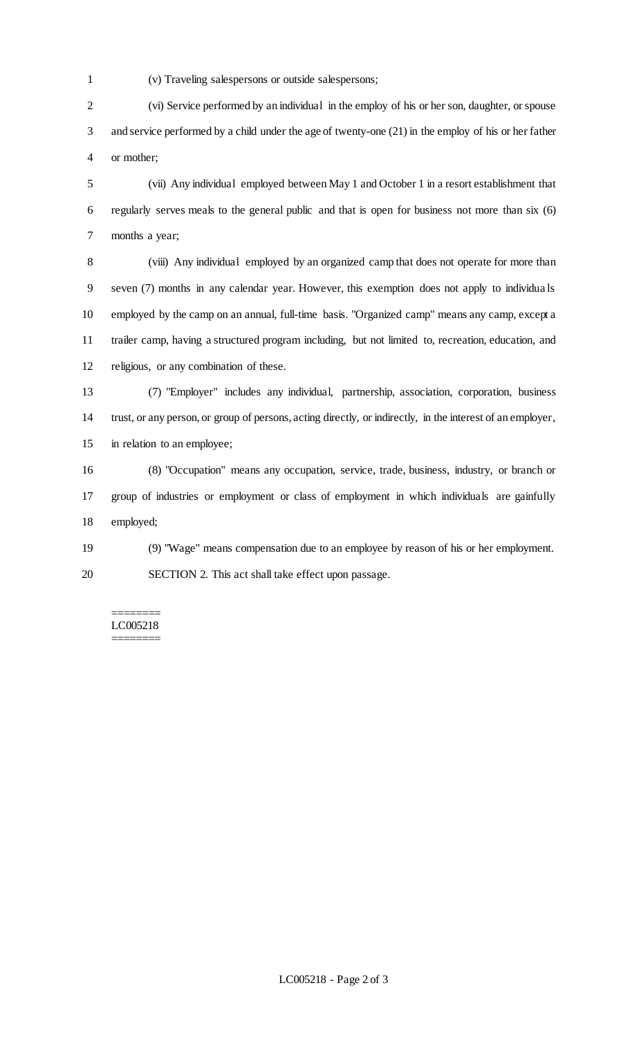(v) Traveling salespersons or outside salespersons;

(vi) Service performed by an individual in the employ of his or her son, daughter, or spouse and service performed by a child under the age of twenty-one (21) in the employ of his or her father or mother;

(vii) Any individual employed between May 1 and October 1 in a resort establishment that regularly serves meals to the general public and that is open for business not more than six (6) months a year;

(viii) Any individual employed by an organized camp that does not operate for more than seven (7) months in any calendar year. However, this exemption does not apply to individuals employed by the camp on an annual, full-time basis. "Organized camp" means any camp, except a trailer camp, having a structured program including, but not limited to, recreation, education, and religious, or any combination of these.

(7) "Employer" includes any individual, partnership, association, corporation, business trust, or any person, or group of persons, acting directly, or indirectly, in the interest of an employer, in relation to an employee;

(8) "Occupation" means any occupation, service, trade, business, industry, or branch or group of industries or employment or class of employment in which individuals are gainfully employed;

(9) "Wage" means compensation due to an employee by reason of his or her employment.

SECTION 2. This act shall take effect upon passage.

========
LC005218
========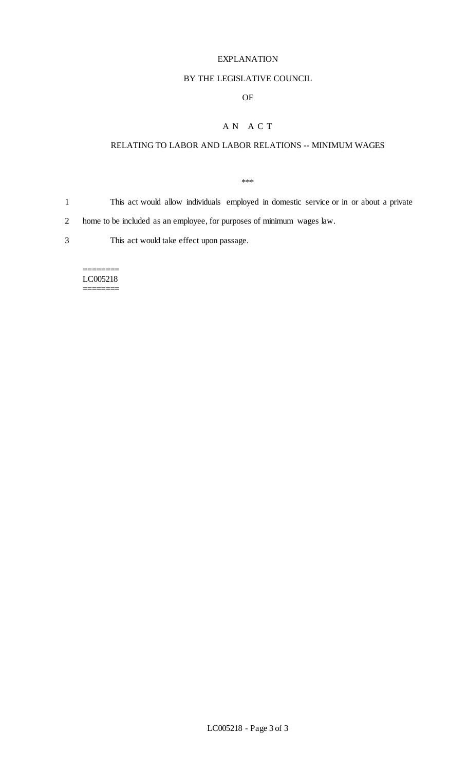EXPLANATION

BY THE LEGISLATIVE COUNCIL

OF

A N A C T

RELATING TO LABOR AND LABOR RELATIONS -- MINIMUM WAGES

\*\*\*

1 This act would allow individuals employed in domestic service or in or about a private
2 home to be included as an employee, for purposes of minimum wages law.
3 This act would take effect upon passage.

========
LC005218
========